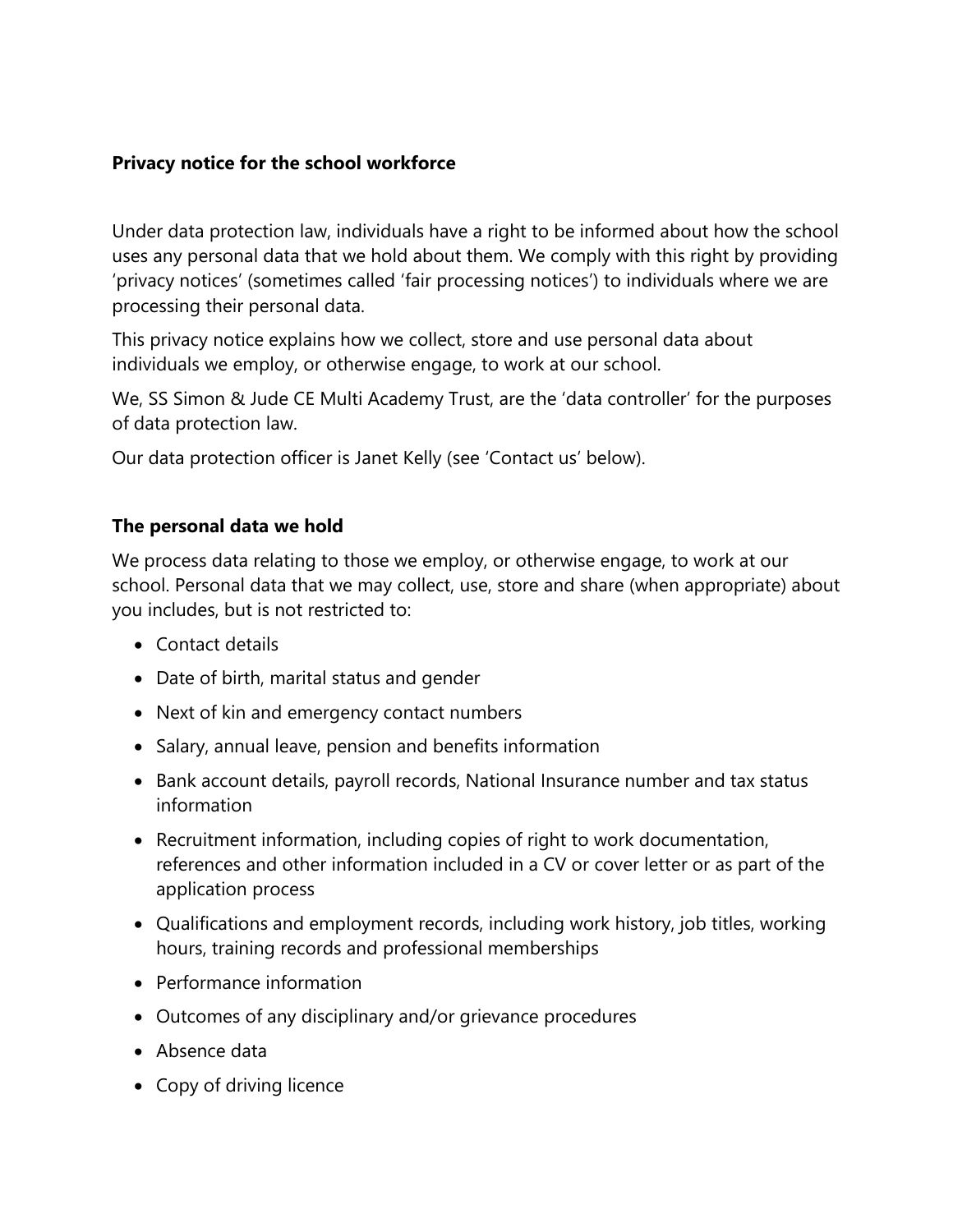**Privacy notice for the school workforce**

Under data protection law, individuals have a right to be informed about how the school uses any personal data that we hold about them. We comply with this right by providing 'privacy notices' (sometimes called 'fair processing notices') to individuals where we are processing their personal data.

This privacy notice explains how we collect, store and use personal data about individuals we employ, or otherwise engage, to work at our school.

We, SS Simon & Jude CE Multi Academy Trust, are the 'data controller' for the purposes of data protection law.

Our data protection officer is Janet Kelly (see 'Contact us' below).

**The personal data we hold**

We process data relating to those we employ, or otherwise engage, to work at our school. Personal data that we may collect, use, store and share (when appropriate) about you includes, but is not restricted to:

- Contact details
- Date of birth, marital status and gender
- Next of kin and emergency contact numbers
- Salary, annual leave, pension and benefits information
- Bank account details, payroll records, National Insurance number and tax status information
- Recruitment information, including copies of right to work documentation, references and other information included in a CV or cover letter or as part of the application process
- Qualifications and employment records, including work history, job titles, working hours, training records and professional memberships
- Performance information
- Outcomes of any disciplinary and/or grievance procedures
- Absence data
- Copy of driving licence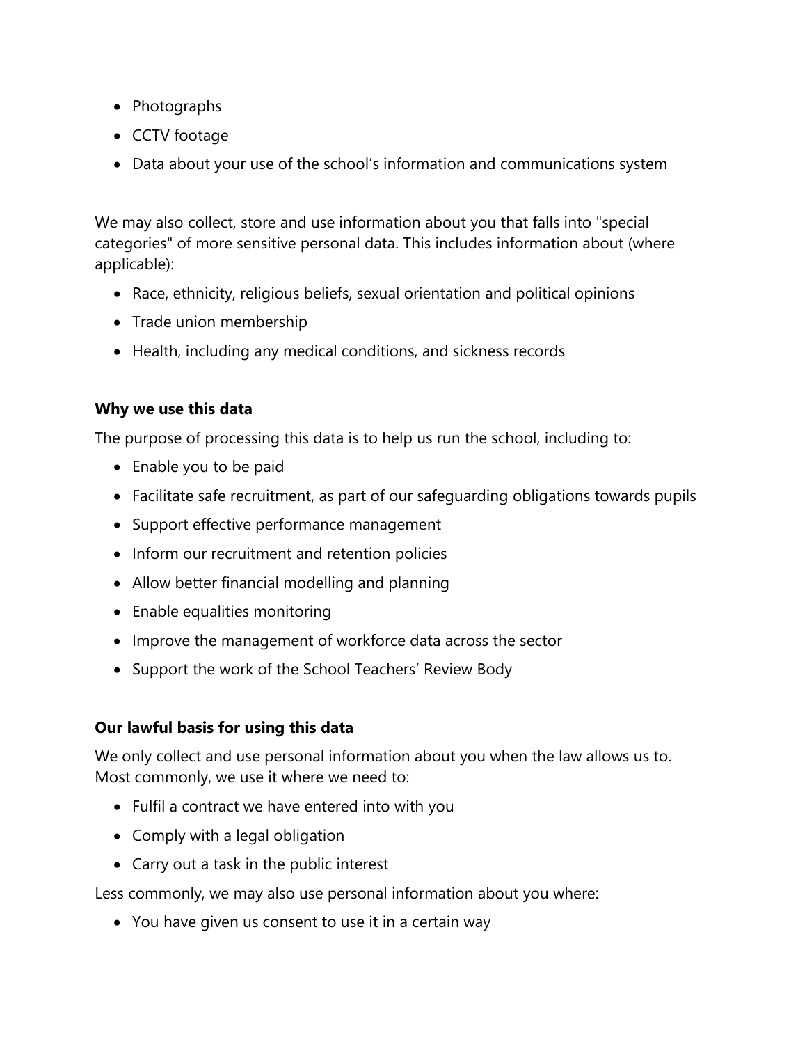- Photographs
- CCTV footage
- Data about your use of the school's information and communications system

We may also collect, store and use information about you that falls into "special categories" of more sensitive personal data. This includes information about (where applicable):

- Race, ethnicity, religious beliefs, sexual orientation and political opinions
- Trade union membership
- Health, including any medical conditions, and sickness records

**Why we use this data**

The purpose of processing this data is to help us run the school, including to:

- Enable you to be paid
- Facilitate safe recruitment, as part of our safeguarding obligations towards pupils
- Support effective performance management
- Inform our recruitment and retention policies
- Allow better financial modelling and planning
- Enable equalities monitoring
- Improve the management of workforce data across the sector
- Support the work of the School Teachers' Review Body

**Our lawful basis for using this data**

We only collect and use personal information about you when the law allows us to. Most commonly, we use it where we need to:

- Fulfil a contract we have entered into with you
- Comply with a legal obligation
- Carry out a task in the public interest

Less commonly, we may also use personal information about you where:

- You have given us consent to use it in a certain way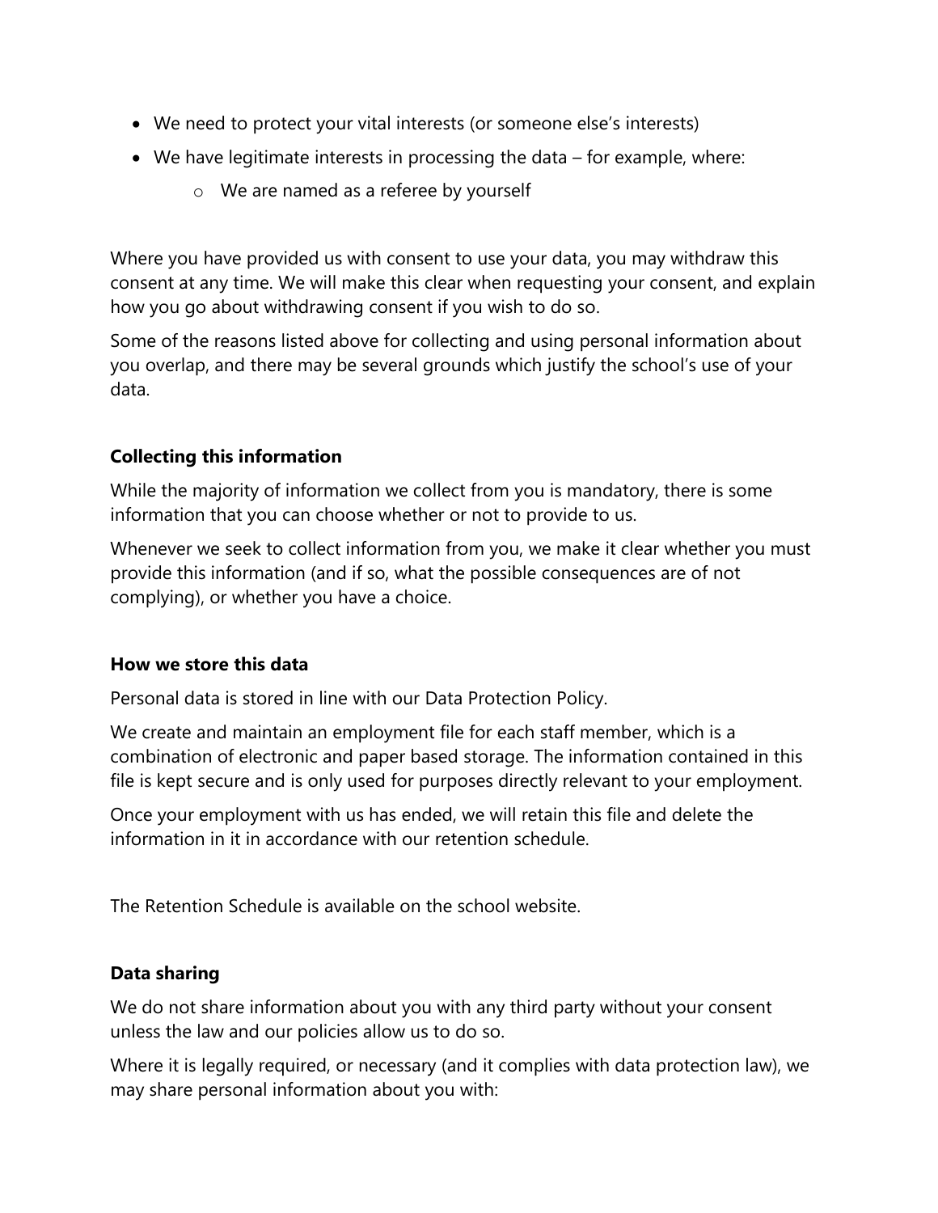- We need to protect your vital interests (or someone else's interests)
- We have legitimate interests in processing the data – for example, where:
    - We are named as a referee by yourself

Where you have provided us with consent to use your data, you may withdraw this consent at any time. We will make this clear when requesting your consent, and explain how you go about withdrawing consent if you wish to do so.

Some of the reasons listed above for collecting and using personal information about you overlap, and there may be several grounds which justify the school's use of your data.

**Collecting this information**

While the majority of information we collect from you is mandatory, there is some information that you can choose whether or not to provide to us.

Whenever we seek to collect information from you, we make it clear whether you must provide this information (and if so, what the possible consequences are of not complying), or whether you have a choice.

**How we store this data**

Personal data is stored in line with our Data Protection Policy.

We create and maintain an employment file for each staff member, which is a combination of electronic and paper based storage. The information contained in this file is kept secure and is only used for purposes directly relevant to your employment.

Once your employment with us has ended, we will retain this file and delete the information in it in accordance with our retention schedule.

The Retention Schedule is available on the school website.

**Data sharing**

We do not share information about you with any third party without your consent unless the law and our policies allow us to do so.

Where it is legally required, or necessary (and it complies with data protection law), we may share personal information about you with: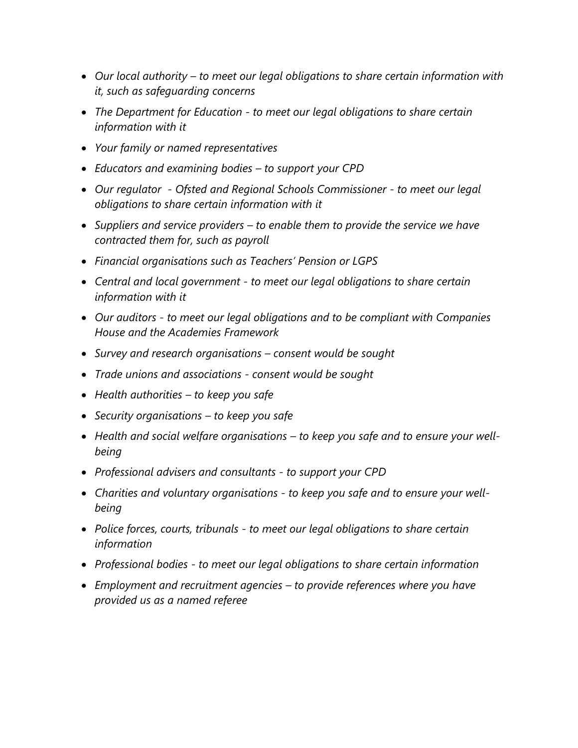- *Our local authority – to meet our legal obligations to share certain information with it, such as safeguarding concerns*
- *The Department for Education - to meet our legal obligations to share certain information with it*
- *Your family or named representatives*
- *Educators and examining bodies – to support your CPD*
- *Our regulator - Ofsted and Regional Schools Commissioner - to meet our legal obligations to share certain information with it*
- *Suppliers and service providers – to enable them to provide the service we have contracted them for, such as payroll*
- *Financial organisations such as Teachers' Pension or LGPS*
- *Central and local government - to meet our legal obligations to share certain information with it*
- *Our auditors - to meet our legal obligations and to be compliant with Companies House and the Academies Framework*
- *Survey and research organisations – consent would be sought*
- *Trade unions and associations - consent would be sought*
- *Health authorities – to keep you safe*
- *Security organisations – to keep you safe*
- *Health and social welfare organisations – to keep you safe and to ensure your well-being*
- *Professional advisers and consultants - to support your CPD*
- *Charities and voluntary organisations - to keep you safe and to ensure your well-being*
- *Police forces, courts, tribunals - to meet our legal obligations to share certain information*
- *Professional bodies - to meet our legal obligations to share certain information*
- *Employment and recruitment agencies – to provide references where you have provided us as a named referee*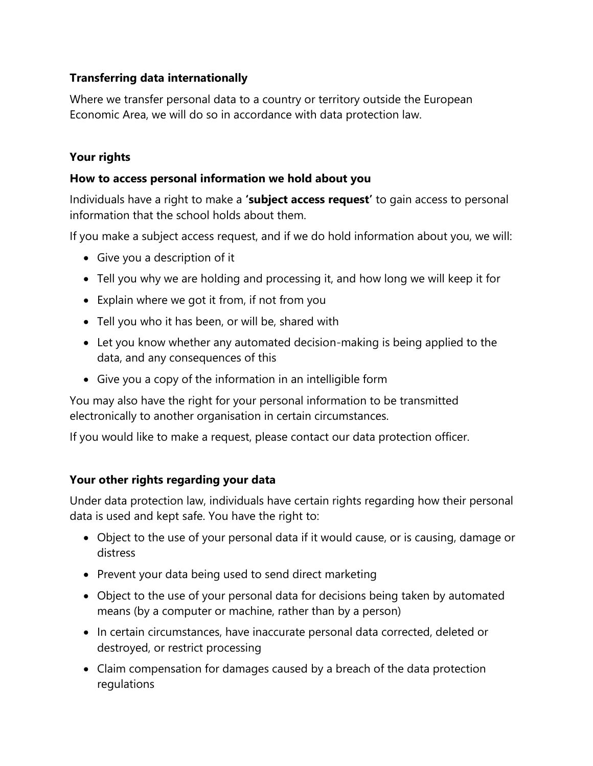**Transferring data internationally**

Where we transfer personal data to a country or territory outside the European Economic Area, we will do so in accordance with data protection law.

**Your rights**

**How to access personal information we hold about you**

Individuals have a right to make a **'subject access request'** to gain access to personal information that the school holds about them.

If you make a subject access request, and if we do hold information about you, we will:

- Give you a description of it
- Tell you why we are holding and processing it, and how long we will keep it for
- Explain where we got it from, if not from you
- Tell you who it has been, or will be, shared with
- Let you know whether any automated decision-making is being applied to the data, and any consequences of this
- Give you a copy of the information in an intelligible form

You may also have the right for your personal information to be transmitted electronically to another organisation in certain circumstances.

If you would like to make a request, please contact our data protection officer.

**Your other rights regarding your data**

Under data protection law, individuals have certain rights regarding how their personal data is used and kept safe. You have the right to:

- Object to the use of your personal data if it would cause, or is causing, damage or distress
- Prevent your data being used to send direct marketing
- Object to the use of your personal data for decisions being taken by automated means (by a computer or machine, rather than by a person)
- In certain circumstances, have inaccurate personal data corrected, deleted or destroyed, or restrict processing
- Claim compensation for damages caused by a breach of the data protection regulations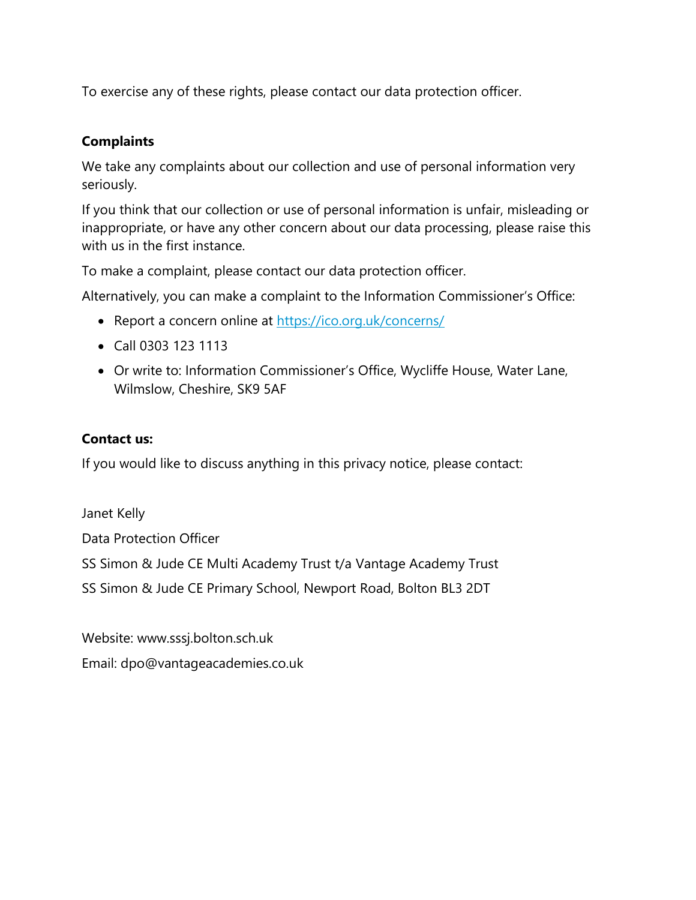To exercise any of these rights, please contact our data protection officer.

**Complaints**

We take any complaints about our collection and use of personal information very seriously.

If you think that our collection or use of personal information is unfair, misleading or inappropriate, or have any other concern about our data processing, please raise this with us in the first instance.

To make a complaint, please contact our data protection officer.

Alternatively, you can make a complaint to the Information Commissioner's Office:

- Report a concern online at https://ico.org.uk/concerns/
- Call 0303 123 1113
- Or write to: Information Commissioner's Office, Wycliffe House, Water Lane, Wilmslow, Cheshire, SK9 5AF

**Contact us:**

If you would like to discuss anything in this privacy notice, please contact:

Janet Kelly

Data Protection Officer

SS Simon & Jude CE Multi Academy Trust t/a Vantage Academy Trust

SS Simon & Jude CE Primary School, Newport Road, Bolton BL3 2DT

Website: www.sssj.bolton.sch.uk

Email: dpo@vantageacademies.co.uk